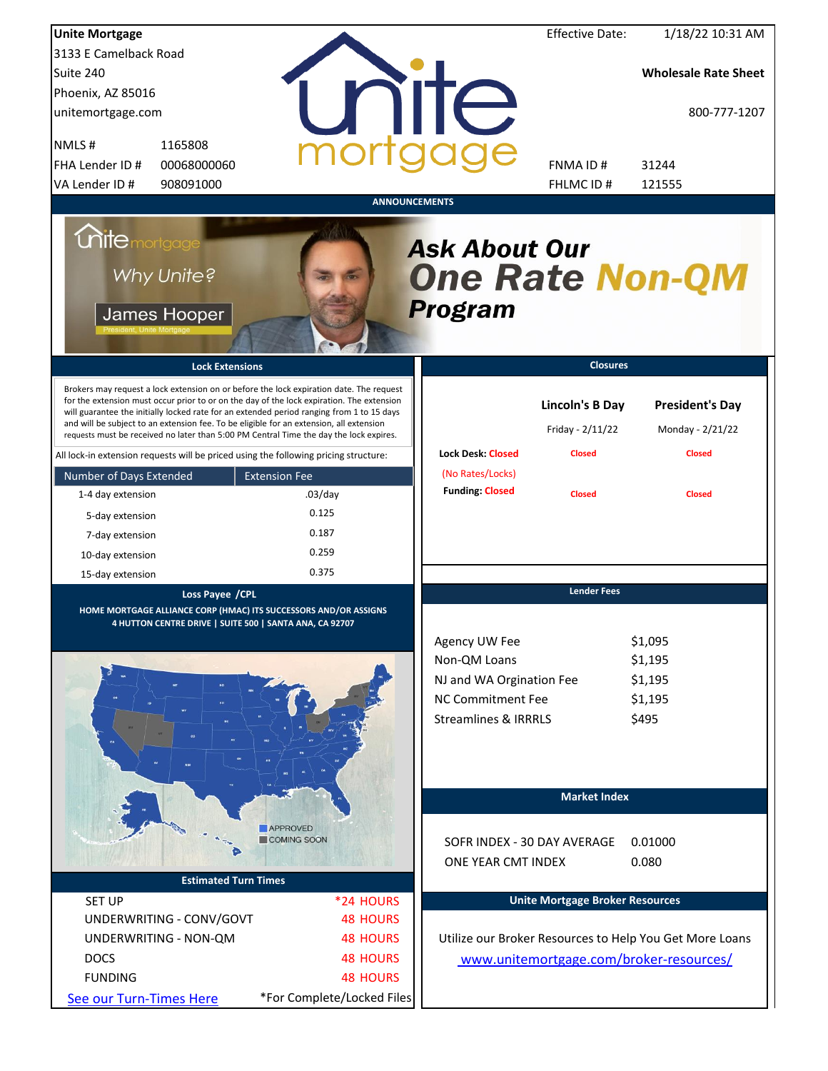**Unite Mortgage**
3133 E Camelback Road
Suite 240
Phoenix, AZ 85016
unitemortgage.com

| | |
|---|---|
| NMLS # | 1165808 |
| FHA Lender ID # | 00068000060 |
| VA Lender ID # | 908091000 |

Effective Date: 1/18/22 10:31 AM

**Wholesale Rate Sheet**

800-777-1207

| | |
|---|---|
| FNMA ID # | 31244 |
| FHLMC ID # | 121555 |

## ANNOUNCEMENTS

unite mortgage

Why Unite?

James Hooper
President, Unite Mortgage

***Ask About Our One Rate Non-QM Program***

## Lock Extensions

Brokers may request a lock extension on or before the lock expiration date. The request for the extension must occur prior to or on the day of the lock expiration. The extension will guarantee the initially locked rate for an extended period ranging from 1 to 15 days and will be subject to an extension fee. To be eligible for an extension, all extension requests must be received no later than 5:00 PM Central Time the day the lock expires.

All lock-in extension requests will be priced using the following pricing structure:

| Number of Days Extended | Extension Fee |
|---|---|
| 1-4 day extension | .03/day |
| 5-day extension | 0.125 |
| 7-day extension | 0.187 |
| 10-day extension | 0.259 |
| 15-day extension | 0.375 |

## Closures

| | Lincoln's B Day | President's Day |
|---|---|---|
| | Friday - 2/11/22 | Monday - 2/21/22 |
| Lock Desk: Closed (No Rates/Locks) | Closed | Closed |
| Funding: Closed | Closed | Closed |

## Loss Payee /CPL

**HOME MORTGAGE ALLIANCE CORP (HMAC) ITS SUCCESSORS AND/OR ASSIGNS**
**4 HUTTON CENTRE DRIVE | SUITE 500 | SANTA ANA, CA 92707**

APPROVED
COMING SOON

## Lender Fees

| | |
|---|---|
| Agency UW Fee | $1,095 |
| Non-QM Loans | $1,195 |
| NJ and WA Orgination Fee | $1,195 |
| NC Commitment Fee | $1,195 |
| Streamlines & IRRRLS | $495 |

## Market Index

| | |
|---|---|
| SOFR INDEX - 30 DAY AVERAGE | 0.01000 |
| ONE YEAR CMT INDEX | 0.080 |

## Estimated Turn Times

| | |
|---|---|
| SET UP | *24 HOURS |
| UNDERWRITING - CONV/GOVT | 48 HOURS |
| UNDERWRITING - NON-QM | 48 HOURS |
| DOCS | 48 HOURS |
| FUNDING | 48 HOURS |

See our Turn-Times Here

*For Complete/Locked Files

## Unite Mortgage Broker Resources

Utilize our Broker Resources to Help You Get More Loans

www.unitemortgage.com/broker-resources/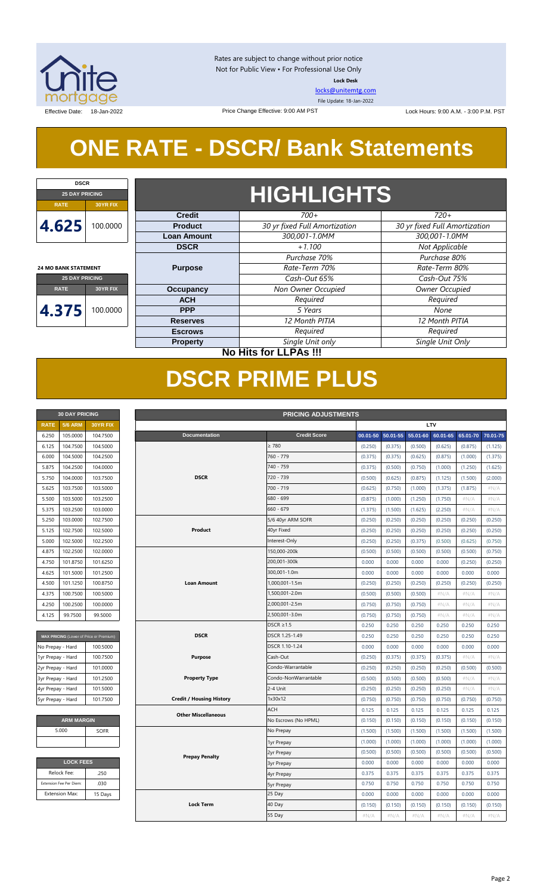Rates are subject to change without prior notice
Not for Public View • For Professional Use Only
**Lock Desk**
locks@unitemtg.com
File Update: 18-Jan-2022

Effective Date: 18-Jan-2022 | Price Change Effective: 9:00 AM PST | Lock Hours: 9:00 A.M. - 3:00 P.M. PST

# ONE RATE - DSCR/ Bank Statements

| DSCR | |
|---|---|
| 25 DAY PRICING | |
| RATE | 30YR FIX |
| 4.625 | 100.0000 |

| 24 MO BANK STATEMENT | |
|---|---|
| 25 DAY PRICING | |
| RATE | 30YR FIX |
| 4.375 | 100.0000 |

## HIGHLIGHTS

| | | |
|---|---|---|
| **Credit** | 700+ | 720+ |
| **Product** | 30 yr fixed Full Amortization | 30 yr fixed Full Amortization |
| **Loan Amount** | 300,001-1.0MM | 300,001-1.0MM |
| **DSCR** | +1.100 | Not Applicable |
| **Purpose** | Purchase 70%<br>Rate-Term 70%<br>Cash-Out 65% | Purchase 80%<br>Rate-Term 80%<br>Cash-Out 75% |
| **Occupancy** | Non Owner Occupied | Owner Occupied |
| **ACH** | Required | Required |
| **PPP** | 5 Years | None |
| **Reserves** | 12 Month PITIA | 12 Month PITIA |
| **Escrows** | Required | Required |
| **Property** | Single Unit only | Single Unit Only |

**No Hits for LLPAs !!!**

# DSCR PRIME PLUS

| 30 DAY PRICING | | |
|---|---|---|
| RATE | 5/6 ARM | 30YR FIX |
| 6.250 | 105.0000 | 104.7500 |
| 6.125 | 104.7500 | 104.5000 |
| 6.000 | 104.5000 | 104.2500 |
| 5.875 | 104.2500 | 104.0000 |
| 5.750 | 104.0000 | 103.7500 |
| 5.625 | 103.7500 | 103.5000 |
| 5.500 | 103.5000 | 103.2500 |
| 5.375 | 103.2500 | 103.0000 |
| 5.250 | 103.0000 | 102.7500 |
| 5.125 | 102.7500 | 102.5000 |
| 5.000 | 102.5000 | 102.2500 |
| 4.875 | 102.2500 | 102.0000 |
| 4.750 | 101.8750 | 101.6250 |
| 4.625 | 101.5000 | 101.2500 |
| 4.500 | 101.1250 | 100.8750 |
| 4.375 | 100.7500 | 100.5000 |
| 4.250 | 100.2500 | 100.0000 |
| 4.125 | 99.7500 | 99.5000 |

| MAX PRICING (Lower of Price or Premium) | |
|---|---|
| No Prepay - Hard | 100.5000 |
| 1yr Prepay - Hard | 100.7500 |
| 2yr Prepay - Hard | 101.0000 |
| 3yr Prepay - Hard | 101.2500 |
| 4yr Prepay - Hard | 101.5000 |
| 5yr Prepay - Hard | 101.7500 |

| ARM MARGIN | |
|---|---|
| 5.000 | SOFR |

| LOCK FEES | |
|---|---|
| Relock Fee: | .250 |
| Extension Fee Per Diem: | .030 |
| Extension Max: | 15 Days |

| PRICING ADJUSTMENTS | | | | | | | |
|---|---|---|---|---|---|---|---|
| | | LTV | | | | | |
| Documentation | Credit Score | 00.01-50 | 50.01-55 | 55.01-60 | 60.01-65 | 65.01-70 | 70.01-75 |
| DSCR | ≥ 780 | (0.250) | (0.375) | (0.500) | (0.625) | (0.875) | (1.125) |
| | 760 - 779 | (0.375) | (0.375) | (0.625) | (0.875) | (1.000) | (1.375) |
| | 740 - 759 | (0.375) | (0.500) | (0.750) | (1.000) | (1.250) | (1.625) |
| | 720 - 739 | (0.500) | (0.625) | (0.875) | (1.125) | (1.500) | (2.000) |
| | 700 - 719 | (0.625) | (0.750) | (1.000) | (1.375) | (1.875) | #N/A |
| | 680 - 699 | (0.875) | (1.000) | (1.250) | (1.750) | #N/A | #N/A |
| | 660 - 679 | (1.375) | (1.500) | (1.625) | (2.250) | #N/A | #N/A |
| Product | 5/6 40yr ARM SOFR | (0.250) | (0.250) | (0.250) | (0.250) | (0.250) | (0.250) |
| | 40yr Fixed | (0.250) | (0.250) | (0.250) | (0.250) | (0.250) | (0.250) |
| | Interest-Only | (0.250) | (0.250) | (0.375) | (0.500) | (0.625) | (0.750) |
| Loan Amount | 150,000-200k | (0.500) | (0.500) | (0.500) | (0.500) | (0.500) | (0.750) |
| | 200,001-300k | 0.000 | 0.000 | 0.000 | 0.000 | (0.250) | (0.250) |
| | 300,001-1.0m | 0.000 | 0.000 | 0.000 | 0.000 | 0.000 | 0.000 |
| | 1,000,001-1.5m | (0.250) | (0.250) | (0.250) | (0.250) | (0.250) | (0.250) |
| | 1,500,001-2.0m | (0.500) | (0.500) | (0.500) | #N/A | #N/A | #N/A |
| | 2,000,001-2.5m | (0.750) | (0.750) | (0.750) | #N/A | #N/A | #N/A |
| | 2,500,001-3.0m | (0.750) | (0.750) | (0.750) | #N/A | #N/A | #N/A |
| DSCR | DSCR ≥1.5 | 0.250 | 0.250 | 0.250 | 0.250 | 0.250 | 0.250 |
| | DSCR 1.25-1.49 | 0.250 | 0.250 | 0.250 | 0.250 | 0.250 | 0.250 |
| | DSCR 1.10-1.24 | 0.000 | 0.000 | 0.000 | 0.000 | 0.000 | 0.000 |
| Purpose | Cash-Out | (0.250) | (0.375) | (0.375) | (0.375) | #N/A | #N/A |
| Property Type | Condo-Warrantable | (0.250) | (0.250) | (0.250) | (0.250) | (0.500) | (0.500) |
| | Condo-NonWarrantable | (0.500) | (0.500) | (0.500) | (0.500) | #N/A | #N/A |
| | 2-4 Unit | (0.250) | (0.250) | (0.250) | (0.250) | #N/A | #N/A |
| Credit / Housing History | 1x30x12 | (0.750) | (0.750) | (0.750) | (0.750) | (0.750) | (0.750) |
| Other Miscellaneous | ACH | 0.125 | 0.125 | 0.125 | 0.125 | 0.125 | 0.125 |
| | No Escrows (No HPML) | (0.150) | (0.150) | (0.150) | (0.150) | (0.150) | (0.150) |
| Prepay Penalty | No Prepay | (1.500) | (1.500) | (1.500) | (1.500) | (1.500) | (1.500) |
| | 1yr Prepay | (1.000) | (1.000) | (1.000) | (1.000) | (1.000) | (1.000) |
| | 2yr Prepay | (0.500) | (0.500) | (0.500) | (0.500) | (0.500) | (0.500) |
| | 3yr Prepay | 0.000 | 0.000 | 0.000 | 0.000 | 0.000 | 0.000 |
| | 4yr Prepay | 0.375 | 0.375 | 0.375 | 0.375 | 0.375 | 0.375 |
| | 5yr Prepay | 0.750 | 0.750 | 0.750 | 0.750 | 0.750 | 0.750 |
| Lock Term | 25 Day | 0.000 | 0.000 | 0.000 | 0.000 | 0.000 | 0.000 |
| | 40 Day | (0.150) | (0.150) | (0.150) | (0.150) | (0.150) | (0.150) |
| | 55 Day | #N/A | #N/A | #N/A | #N/A | #N/A | #N/A |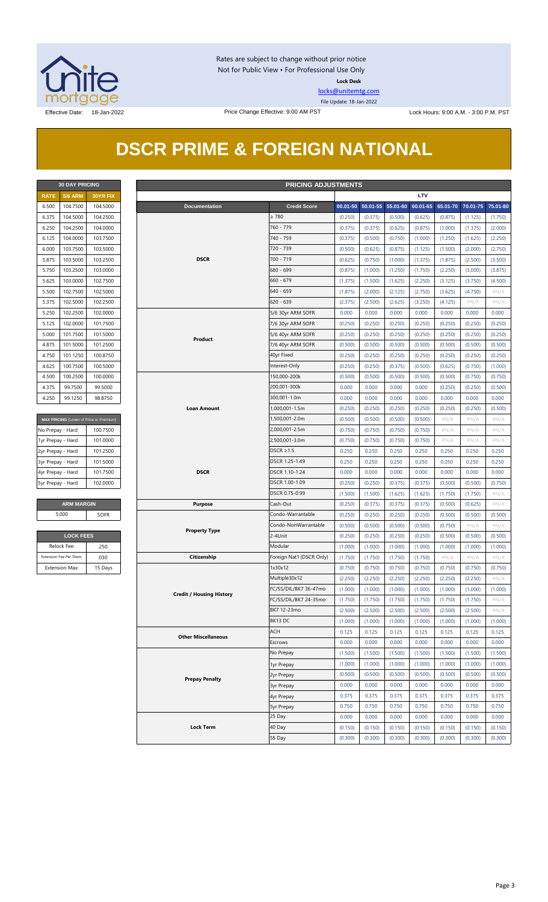Rates are subject to change without prior notice
Not for Public View • For Professional Use Only

**Lock Desk**

locks@unitemtg.com

File Update: 18-Jan-2022

Effective Date: 18-Jan-2022

Price Change Effective: 9:00 AM PST

Lock Hours: 9:00 A.M. - 3:00 P.M. PST

# DSCR PRIME & FOREIGN NATIONAL

| 30 DAY PRICING | | |
|---|---|---|
| **RATE** | **5/6 ARM** | **30YR FIX** |
| 6.500 | 104.7500 | 104.5000 |
| 6.375 | 104.5000 | 104.2500 |
| 6.250 | 104.2500 | 104.0000 |
| 6.125 | 104.0000 | 103.7500 |
| 6.000 | 103.7500 | 103.5000 |
| 5.875 | 103.5000 | 103.2500 |
| 5.750 | 103.2500 | 103.0000 |
| 5.625 | 103.0000 | 102.7500 |
| 5.500 | 102.7500 | 102.5000 |
| 5.375 | 102.5000 | 102.2500 |
| 5.250 | 102.2500 | 102.0000 |
| 5.125 | 102.0000 | 101.7500 |
| 5.000 | 101.7500 | 101.5000 |
| 4.875 | 101.5000 | 101.2500 |
| 4.750 | 101.1250 | 100.8750 |
| 4.625 | 100.7500 | 100.5000 |
| 4.500 | 100.2500 | 100.0000 |
| 4.375 | 99.7500 | 99.5000 |
| 4.250 | 99.1250 | 98.8750 |

| MAX PRICING (Lower of Price or Premium) | |
|---|---|
| No Prepay - Hard | 100.7500 |
| 1yr Prepay - Hard | 101.0000 |
| 2yr Prepay - Hard | 101.2500 |
| 3yr Prepay - Hard | 101.5000 |
| 4yr Prepay - Hard | 101.7500 |
| 5yr Prepay - Hard | 102.0000 |

| ARM MARGIN | |
|---|---|
| 5.000 | SOFR |

| LOCK FEES | |
|---|---|
| Relock Fee: | .250 |
| Extension Fee Per Diem: | .030 |
| Extension Max: | 15 Days |

| PRICING ADJUSTMENTS | | | | | | | | |
|---|---|---|---|---|---|---|---|---|
| | | LTV | | | | | | |
| **Documentation** | **Credit Score** | **00.01-50** | **50.01-55** | **55.01-60** | **60.01-65** | **65.01-70** | **70.01-75** | **75.01-80** |
| DSCR | ≥ 780 | (0.250) | (0.375) | (0.500) | (0.625) | (0.875) | (1.125) | (1.750) |
| | 760 - 779 | (0.375) | (0.375) | (0.625) | (0.875) | (1.000) | (1.375) | (2.000) |
| | 740 - 759 | (0.375) | (0.500) | (0.750) | (1.000) | (1.250) | (1.625) | (2.250) |
| | 720 - 739 | (0.500) | (0.625) | (0.875) | (1.125) | (1.500) | (2.000) | (2.750) |
| | 700 - 719 | (0.625) | (0.750) | (1.000) | (1.375) | (1.875) | (2.500) | (3.500) |
| | 680 - 699 | (0.875) | (1.000) | (1.250) | (1.750) | (2.250) | (3.000) | (3.875) |
| | 660 - 679 | (1.375) | (1.500) | (1.625) | (2.250) | (3.125) | (3.750) | (4.500) |
| | 640 - 659 | (1.875) | (2.000) | (2.125) | (2.750) | (3.625) | (4.750) | #N/A |
| | 620 - 639 | (2.375) | (2.500) | (2.625) | (3.250) | (4.125) | #N/A | #N/A |
| Product | 5/6 30yr ARM SOFR | 0.000 | 0.000 | 0.000 | 0.000 | 0.000 | 0.000 | 0.000 |
| | 7/6 30yr ARM SOFR | (0.250) | (0.250) | (0.250) | (0.250) | (0.250) | (0.250) | (0.250) |
| | 5/6 40yr ARM SOFR | (0.250) | (0.250) | (0.250) | (0.250) | (0.250) | (0.250) | (0.250) |
| | 7/6 40yr ARM SOFR | (0.500) | (0.500) | (0.500) | (0.500) | (0.500) | (0.500) | (0.500) |
| | 40yr Fixed | (0.250) | (0.250) | (0.250) | (0.250) | (0.250) | (0.250) | (0.250) |
| | Interest-Only | (0.250) | (0.250) | (0.375) | (0.500) | (0.625) | (0.750) | (1.000) |
| Loan Amount | 150,000-200k | (0.500) | (0.500) | (0.500) | (0.500) | (0.500) | (0.750) | (0.750) |
| | 200,001-300k | 0.000 | 0.000 | 0.000 | 0.000 | (0.250) | (0.250) | (0.500) |
| | 300,001-1.0m | 0.000 | 0.000 | 0.000 | 0.000 | 0.000 | 0.000 | 0.000 |
| | 1,000,001-1.5m | (0.250) | (0.250) | (0.250) | (0.250) | (0.250) | (0.250) | (0.500) |
| | 1,500,001-2.0m | (0.500) | (0.500) | (0.500) | (0.500) | #N/A | #N/A | #N/A |
| | 2,000,001-2.5m | (0.750) | (0.750) | (0.750) | (0.750) | #N/A | #N/A | #N/A |
| | 2,500,001-3.0m | (0.750) | (0.750) | (0.750) | (0.750) | #N/A | #N/A | #N/A |
| DSCR | DSCR ≥1.5 | 0.250 | 0.250 | 0.250 | 0.250 | 0.250 | 0.250 | 0.250 |
| | DSCR 1.25-1.49 | 0.250 | 0.250 | 0.250 | 0.250 | 0.250 | 0.250 | 0.250 |
| | DSCR 1.10-1.24 | 0.000 | 0.000 | 0.000 | 0.000 | 0.000 | 0.000 | 0.000 |
| | DSCR 1.00-1.09 | (0.250) | (0.250) | (0.375) | (0.375) | (0.500) | (0.500) | (0.750) |
| | DSCR 0.75-0.99 | (1.500) | (1.500) | (1.625) | (1.625) | (1.750) | (1.750) | #N/A |
| Purpose | Cash-Out | (0.250) | (0.375) | (0.375) | (0.375) | (0.500) | (0.625) | #N/A |
| Property Type | Condo-Warrantable | (0.250) | (0.250) | (0.250) | (0.250) | (0.500) | (0.500) | (0.500) |
| | Condo-NonWarrantable | (0.500) | (0.500) | (0.500) | (0.500) | (0.750) | #N/A | #N/A |
| | 2-4Unit | (0.250) | (0.250) | (0.250) | (0.250) | (0.500) | (0.500) | (0.500) |
| | Modular | (1.000) | (1.000) | (1.000) | (1.000) | (1.000) | (1.000) | (1.000) |
| Citizenship | Foreign Nat'l (DSCR Only) | (1.750) | (1.750) | (1.750) | (1.750) | #N/A | #N/A | #N/A |
| Credit / Housing History | 1x30x12 | (0.750) | (0.750) | (0.750) | (0.750) | (0.750) | (0.750) | (0.750) |
| | Multiple30x12 | (2.250) | (2.250) | (2.250) | (2.250) | (2.250) | (2.250) | #N/A |
| | FC/SS/DIL/BK7 36-47mo | (1.000) | (1.000) | (1.000) | (1.000) | (1.000) | (1.000) | (1.000) |
| | FC/SS/DIL/BK7 24-35mo | (1.750) | (1.750) | (1.750) | (1.750) | (1.750) | (1.750) | #N/A |
| | BK7 12-23mo | (2.500) | (2.500) | (2.500) | (2.500) | (2.500) | (2.500) | #N/A |
| | BK13 DC | (1.000) | (1.000) | (1.000) | (1.000) | (1.000) | (1.000) | (1.000) |
| Other Miscellaneous | ACH | 0.125 | 0.125 | 0.125 | 0.125 | 0.125 | 0.125 | 0.125 |
| | Escrows | 0.000 | 0.000 | 0.000 | 0.000 | 0.000 | 0.000 | 0.000 |
| Prepay Penalty | No Prepay | (1.500) | (1.500) | (1.500) | (1.500) | (1.500) | (1.500) | (1.500) |
| | 1yr Prepay | (1.000) | (1.000) | (1.000) | (1.000) | (1.000) | (1.000) | (1.000) |
| | 2yr Prepay | (0.500) | (0.500) | (0.500) | (0.500) | (0.500) | (0.500) | (0.500) |
| | 3yr Prepay | 0.000 | 0.000 | 0.000 | 0.000 | 0.000 | 0.000 | 0.000 |
| | 4yr Prepay | 0.375 | 0.375 | 0.375 | 0.375 | 0.375 | 0.375 | 0.375 |
| | 5yr Prepay | 0.750 | 0.750 | 0.750 | 0.750 | 0.750 | 0.750 | 0.750 |
| Lock Term | 25 Day | 0.000 | 0.000 | 0.000 | 0.000 | 0.000 | 0.000 | 0.000 |
| | 40 Day | (0.150) | (0.150) | (0.150) | (0.150) | (0.150) | (0.150) | (0.150) |
| | 55 Day | (0.300) | (0.300) | (0.300) | (0.300) | (0.300) | (0.300) | (0.300) |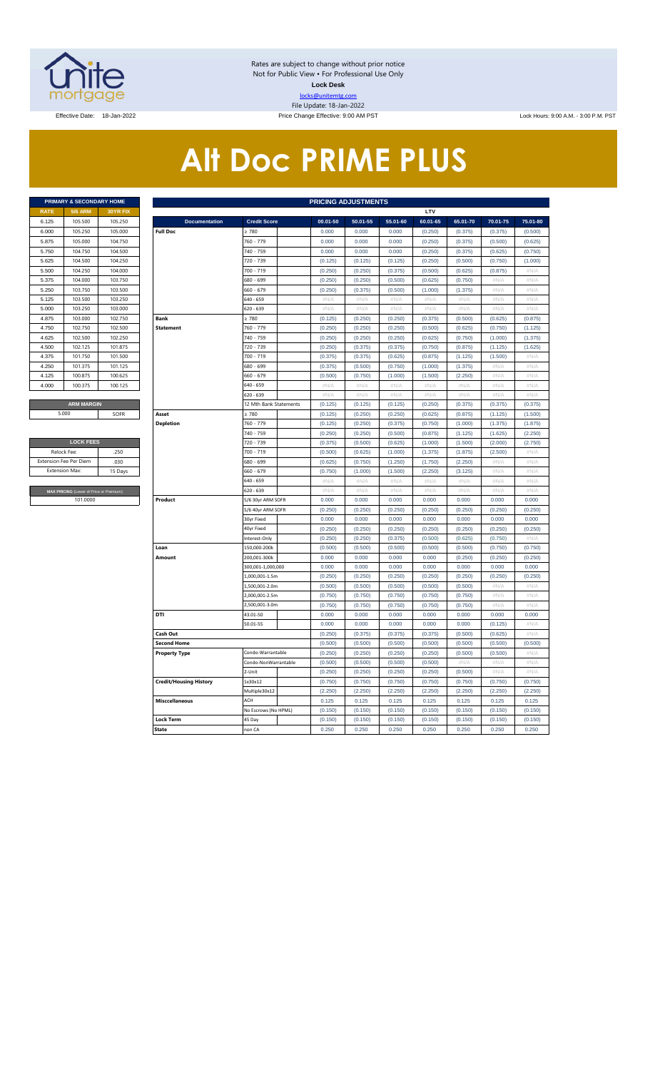Rates are subject to change without prior notice
Not for Public View • For Professional Use Only
**Lock Desk**
locks@unitemtg.com
File Update: 18-Jan-2022

Effective Date: 18-Jan-2022 | Price Change Effective: 9:00 AM PST | Lock Hours: 9:00 A.M. - 3:00 P.M. PST

# Alt Doc PRIME PLUS

| PRIMARY & SECONDARY HOME | | |
|---|---|---|
| **RATE** | **5/6 ARM** | **30YR FIX** |
| 6.125 | 105.500 | 105.250 |
| 6.000 | 105.250 | 105.000 |
| 5.875 | 105.000 | 104.750 |
| 5.750 | 104.750 | 104.500 |
| 5.625 | 104.500 | 104.250 |
| 5.500 | 104.250 | 104.000 |
| 5.375 | 104.000 | 103.750 |
| 5.250 | 103.750 | 103.500 |
| 5.125 | 103.500 | 103.250 |
| 5.000 | 103.250 | 103.000 |
| 4.875 | 103.000 | 102.750 |
| 4.750 | 102.750 | 102.500 |
| 4.625 | 102.500 | 102.250 |
| 4.500 | 102.125 | 101.875 |
| 4.375 | 101.750 | 101.500 |
| 4.250 | 101.375 | 101.125 |
| 4.125 | 100.875 | 100.625 |
| 4.000 | 100.375 | 100.125 |

| ARM MARGIN | |
|---|---|
| 5.000 | SOFR |

| LOCK FEES | |
|---|---|
| Relock Fee: | .250 |
| Extension Fee Per Diem | .030 |
| Extension Max: | 15 Days |

| MAX PRICING (Lower of Price or Premium) |
|---|
| 101.0000 |

| PRICING ADJUSTMENTS | | | | | | | | |
|---|---|---|---|---|---|---|---|---|
| | | LTV | | | | | | |
| **Documentation** | **Credit Score** | **00.01-50** | **50.01-55** | **55.01-60** | **60.01-65** | **65.01-70** | **70.01-75** | **75.01-80** |
| **Full Doc** | ≥ 780 | 0.000 | 0.000 | 0.000 | (0.250) | (0.375) | (0.375) | (0.500) |
| | 760 - 779 | 0.000 | 0.000 | 0.000 | (0.250) | (0.375) | (0.500) | (0.625) |
| | 740 - 759 | 0.000 | 0.000 | 0.000 | (0.250) | (0.375) | (0.625) | (0.750) |
| | 720 - 739 | (0.125) | (0.125) | (0.125) | (0.250) | (0.500) | (0.750) | (1.000) |
| | 700 - 719 | (0.250) | (0.250) | (0.375) | (0.500) | (0.625) | (0.875) | #N/A |
| | 680 - 699 | (0.250) | (0.250) | (0.500) | (0.625) | (0.750) | #N/A | #N/A |
| | 660 - 679 | (0.250) | (0.375) | (0.500) | (1.000) | (1.375) | #N/A | #N/A |
| | 640 - 659 | #N/A | #N/A | #N/A | #N/A | #N/A | #N/A | #N/A |
| | 620 - 639 | #N/A | #N/A | #N/A | #N/A | #N/A | #N/A | #N/A |
| **Bank Statement** | ≥ 780 | (0.125) | (0.250) | (0.250) | (0.375) | (0.500) | (0.625) | (0.875) |
| | 760 - 779 | (0.250) | (0.250) | (0.250) | (0.500) | (0.625) | (0.750) | (1.125) |
| | 740 - 759 | (0.250) | (0.250) | (0.250) | (0.625) | (0.750) | (1.000) | (1.375) |
| | 720 - 739 | (0.250) | (0.375) | (0.375) | (0.750) | (0.875) | (1.125) | (1.625) |
| | 700 - 719 | (0.375) | (0.375) | (0.625) | (0.875) | (1.125) | (1.500) | #N/A |
| | 680 - 699 | (0.375) | (0.500) | (0.750) | (1.000) | (1.375) | #N/A | #N/A |
| | 660 - 679 | (0.500) | (0.750) | (1.000) | (1.500) | (2.250) | #N/A | #N/A |
| | 640 - 659 | #N/A | #N/A | #N/A | #N/A | #N/A | #N/A | #N/A |
| | 620 - 639 | #N/A | #N/A | #N/A | #N/A | #N/A | #N/A | #N/A |
| | 12 Mth Bank Statements | (0.125) | (0.125) | (0.125) | (0.250) | (0.375) | (0.375) | (0.375) |
| **Asset Depletion** | ≥ 780 | (0.125) | (0.250) | (0.250) | (0.625) | (0.875) | (1.125) | (1.500) |
| | 760 - 779 | (0.125) | (0.250) | (0.375) | (0.750) | (1.000) | (1.375) | (1.875) |
| | 740 - 759 | (0.250) | (0.250) | (0.500) | (0.875) | (1.125) | (1.625) | (2.250) |
| | 720 - 739 | (0.375) | (0.500) | (0.625) | (1.000) | (1.500) | (2.000) | (2.750) |
| | 700 - 719 | (0.500) | (0.625) | (1.000) | (1.375) | (1.875) | (2.500) | #N/A |
| | 680 - 699 | (0.625) | (0.750) | (1.250) | (1.750) | (2.250) | #N/A | #N/A |
| | 660 - 679 | (0.750) | (1.000) | (1.500) | (2.250) | (3.125) | #N/A | #N/A |
| | 640 - 659 | #N/A | #N/A | #N/A | #N/A | #N/A | #N/A | #N/A |
| | 620 - 639 | #N/A | #N/A | #N/A | #N/A | #N/A | #N/A | #N/A |
| **Product** | 5/6 30yr ARM SOFR | 0.000 | 0.000 | 0.000 | 0.000 | 0.000 | 0.000 | 0.000 |
| | 5/6 40yr ARM SOFR | (0.250) | (0.250) | (0.250) | (0.250) | (0.250) | (0.250) | (0.250) |
| | 30yr Fixed | 0.000 | 0.000 | 0.000 | 0.000 | 0.000 | 0.000 | 0.000 |
| | 40yr Fixed | (0.250) | (0.250) | (0.250) | (0.250) | (0.250) | (0.250) | (0.250) |
| | Interest-Only | (0.250) | (0.250) | (0.375) | (0.500) | (0.625) | (0.750) | #N/A |
| **Loan Amount** | 150,000-200k | (0.500) | (0.500) | (0.500) | (0.500) | (0.500) | (0.750) | (0.750) |
| | 200,001-300k | 0.000 | 0.000 | 0.000 | 0.000 | (0.250) | (0.250) | (0.250) |
| | 300,001-1,000,000 | 0.000 | 0.000 | 0.000 | 0.000 | 0.000 | 0.000 | 0.000 |
| | 1,000,001-1.5m | (0.250) | (0.250) | (0.250) | (0.250) | (0.250) | (0.250) | (0.250) |
| | 1,500,001-2.0m | (0.500) | (0.500) | (0.500) | (0.500) | (0.500) | #N/A | #N/A |
| | 2,000,001-2.5m | (0.750) | (0.750) | (0.750) | (0.750) | (0.750) | #N/A | #N/A |
| | 2,500,001-3.0m | (0.750) | (0.750) | (0.750) | (0.750) | (0.750) | #N/A | #N/A |
| **DTI** | 43.01-50 | 0.000 | 0.000 | 0.000 | 0.000 | 0.000 | 0.000 | 0.000 |
| | 50.01-55 | 0.000 | 0.000 | 0.000 | 0.000 | 0.000 | (0.125) | #N/A |
| **Cash Out** | | (0.250) | (0.375) | (0.375) | (0.375) | (0.500) | (0.625) | #N/A |
| **Second Home** | | (0.500) | (0.500) | (0.500) | (0.500) | (0.500) | (0.500) | (0.500) |
| **Property Type** | Condo-Warrantable | (0.250) | (0.250) | (0.250) | (0.250) | (0.500) | (0.500) | #N/A |
| | Condo-NonWarrantable | (0.500) | (0.500) | (0.500) | (0.500) | #N/A | #N/A | #N/A |
| | 2-Unit | (0.250) | (0.250) | (0.250) | (0.250) | (0.500) | #N/A | #N/A |
| **Credit/Housing History** | 1x30x12 | (0.750) | (0.750) | (0.750) | (0.750) | (0.750) | (0.750) | (0.750) |
| | Multiple30x12 | (2.250) | (2.250) | (2.250) | (2.250) | (2.250) | (2.250) | (2.250) |
| **Misccellaneous** | ACH | 0.125 | 0.125 | 0.125 | 0.125 | 0.125 | 0.125 | 0.125 |
| | No Escrows (No HPML) | (0.150) | (0.150) | (0.150) | (0.150) | (0.150) | (0.150) | (0.150) |
| **Lock Term** | 45 Day | (0.150) | (0.150) | (0.150) | (0.150) | (0.150) | (0.150) | (0.150) |
| **State** | non CA | 0.250 | 0.250 | 0.250 | 0.250 | 0.250 | 0.250 | 0.250 |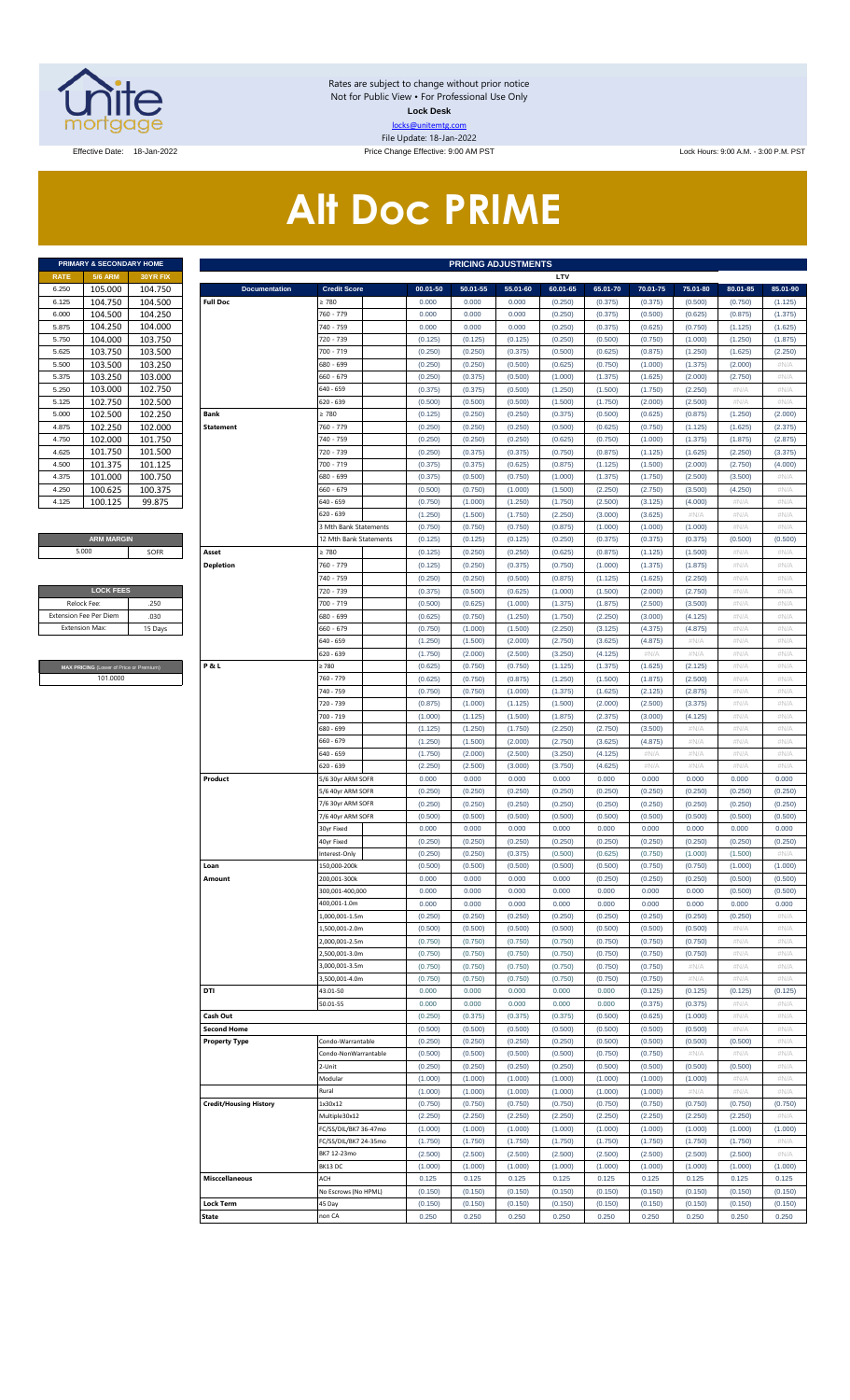Rates are subject to change without prior notice
Not for Public View • For Professional Use Only
**Lock Desk**
locks@unitemtg.com
File Update: 18-Jan-2022

Effective Date: 18-Jan-2022 | Price Change Effective: 9:00 AM PST | Lock Hours: 9:00 A.M. - 3:00 P.M. PST

# Alt Doc PRIME

| PRIMARY & SECONDARY HOME | | |
|---|---|---|
| **RATE** | **5/6 ARM** | **30YR FIX** |
| 6.250 | 105.000 | 104.750 |
| 6.125 | 104.750 | 104.500 |
| 6.000 | 104.500 | 104.250 |
| 5.875 | 104.250 | 104.000 |
| 5.750 | 104.000 | 103.750 |
| 5.625 | 103.750 | 103.500 |
| 5.500 | 103.500 | 103.250 |
| 5.375 | 103.250 | 103.000 |
| 5.250 | 103.000 | 102.750 |
| 5.125 | 102.750 | 102.500 |
| 5.000 | 102.500 | 102.250 |
| 4.875 | 102.250 | 102.000 |
| 4.750 | 102.000 | 101.750 |
| 4.625 | 101.750 | 101.500 |
| 4.500 | 101.375 | 101.125 |
| 4.375 | 101.000 | 100.750 |
| 4.250 | 100.625 | 100.375 |
| 4.125 | 100.125 | 99.875 |

| ARM MARGIN | |
|---|---|
| 5.000 | SOFR |

| LOCK FEES | |
|---|---|
| Relock Fee: | .250 |
| Extension Fee Per Diem | .030 |
| Extension Max: | 15 Days |

| MAX PRICING (Lower of Price or Premium) |
|---|
| 101.0000 |

| PRICING ADJUSTMENTS | | | | | | | | | | |
|---|---|---|---|---|---|---|---|---|---|---|
| | | LTV | | | | | | | | |
| **Documentation** | **Credit Score** | **00.01-50** | **50.01-55** | **55.01-60** | **60.01-65** | **65.01-70** | **70.01-75** | **75.01-80** | **80.01-85** | **85.01-90** |
| **Full Doc** | ≥ 780 | 0.000 | 0.000 | 0.000 | (0.250) | (0.375) | (0.375) | (0.500) | (0.750) | (1.125) |
| | 760 - 779 | 0.000 | 0.000 | 0.000 | (0.250) | (0.375) | (0.500) | (0.625) | (0.875) | (1.375) |
| | 740 - 759 | 0.000 | 0.000 | 0.000 | (0.250) | (0.375) | (0.625) | (0.750) | (1.125) | (1.625) |
| | 720 - 739 | (0.125) | (0.125) | (0.125) | (0.250) | (0.500) | (0.750) | (1.000) | (1.250) | (1.875) |
| | 700 - 719 | (0.250) | (0.250) | (0.375) | (0.500) | (0.625) | (0.875) | (1.250) | (1.625) | (2.250) |
| | 680 - 699 | (0.250) | (0.250) | (0.500) | (0.625) | (0.750) | (1.000) | (1.375) | (2.000) | #N/A |
| | 660 - 679 | (0.250) | (0.375) | (0.500) | (1.000) | (1.375) | (1.625) | (2.000) | (2.750) | #N/A |
| | 640 - 659 | (0.375) | (0.375) | (0.500) | (1.250) | (1.500) | (1.750) | (2.250) | #N/A | #N/A |
| | 620 - 639 | (0.500) | (0.500) | (0.500) | (1.500) | (1.750) | (2.000) | (2.500) | #N/A | #N/A |
| **Bank Statement** | ≥ 780 | (0.125) | (0.250) | (0.250) | (0.375) | (0.500) | (0.625) | (0.875) | (1.250) | (2.000) |
| | 760 - 779 | (0.250) | (0.250) | (0.250) | (0.500) | (0.625) | (0.750) | (1.125) | (1.625) | (2.375) |
| | 740 - 759 | (0.250) | (0.250) | (0.250) | (0.625) | (0.750) | (1.000) | (1.375) | (1.875) | (2.875) |
| | 720 - 739 | (0.250) | (0.375) | (0.375) | (0.750) | (0.875) | (1.125) | (1.625) | (2.250) | (3.375) |
| | 700 - 719 | (0.375) | (0.375) | (0.625) | (0.875) | (1.125) | (1.500) | (2.000) | (2.750) | (4.000) |
| | 680 - 699 | (0.375) | (0.500) | (0.750) | (1.000) | (1.375) | (1.750) | (2.500) | (3.500) | #N/A |
| | 660 - 679 | (0.500) | (0.750) | (1.000) | (1.500) | (2.250) | (2.750) | (3.500) | (4.250) | #N/A |
| | 640 - 659 | (0.750) | (1.000) | (1.250) | (1.750) | (2.500) | (3.125) | (4.000) | #N/A | #N/A |
| | 620 - 639 | (1.250) | (1.500) | (1.750) | (2.250) | (3.000) | (3.625) | #N/A | #N/A | #N/A |
| | 3 Mth Bank Statements | (0.750) | (0.750) | (0.750) | (0.875) | (1.000) | (1.000) | (1.000) | #N/A | #N/A |
| | 12 Mth Bank Statements | (0.125) | (0.125) | (0.125) | (0.250) | (0.375) | (0.375) | (0.375) | (0.500) | (0.500) |
| **Asset Depletion** | ≥ 780 | (0.125) | (0.250) | (0.250) | (0.625) | (0.875) | (1.125) | (1.500) | #N/A | #N/A |
| | 760 - 779 | (0.125) | (0.250) | (0.375) | (0.750) | (1.000) | (1.375) | (1.875) | #N/A | #N/A |
| | 740 - 759 | (0.250) | (0.250) | (0.500) | (0.875) | (1.125) | (1.625) | (2.250) | #N/A | #N/A |
| | 720 - 739 | (0.375) | (0.500) | (0.625) | (1.000) | (1.500) | (2.000) | (2.750) | #N/A | #N/A |
| | 700 - 719 | (0.500) | (0.625) | (1.000) | (1.375) | (1.875) | (2.500) | (3.500) | #N/A | #N/A |
| | 680 - 699 | (0.625) | (0.750) | (1.250) | (1.750) | (2.250) | (3.000) | (4.125) | #N/A | #N/A |
| | 660 - 679 | (0.750) | (1.000) | (1.500) | (2.250) | (3.125) | (4.375) | (4.875) | #N/A | #N/A |
| | 640 - 659 | (1.250) | (1.500) | (2.000) | (2.750) | (3.625) | (4.875) | #N/A | #N/A | #N/A |
| | 620 - 639 | (1.750) | (2.000) | (2.500) | (3.250) | (4.125) | #N/A | #N/A | #N/A | #N/A |
| **P & L** | ≥ 780 | (0.625) | (0.750) | (0.750) | (1.125) | (1.375) | (1.625) | (2.125) | #N/A | #N/A |
| | 760 - 779 | (0.625) | (0.750) | (0.875) | (1.250) | (1.500) | (1.875) | (2.500) | #N/A | #N/A |
| | 740 - 759 | (0.750) | (0.750) | (1.000) | (1.375) | (1.625) | (2.125) | (2.875) | #N/A | #N/A |
| | 720 - 739 | (0.875) | (1.000) | (1.125) | (1.500) | (2.000) | (2.500) | (3.375) | #N/A | #N/A |
| | 700 - 719 | (1.000) | (1.125) | (1.500) | (1.875) | (2.375) | (3.000) | (4.125) | #N/A | #N/A |
| | 680 - 699 | (1.125) | (1.250) | (1.750) | (2.250) | (2.750) | (3.500) | #N/A | #N/A | #N/A |
| | 660 - 679 | (1.250) | (1.500) | (2.000) | (2.750) | (3.625) | (4.875) | #N/A | #N/A | #N/A |
| | 640 - 659 | (1.750) | (2.000) | (2.500) | (3.250) | (4.125) | #N/A | #N/A | #N/A | #N/A |
| | 620 - 639 | (2.250) | (2.500) | (3.000) | (3.750) | (4.625) | #N/A | #N/A | #N/A | #N/A |
| **Product** | 5/6 30yr ARM SOFR | 0.000 | 0.000 | 0.000 | 0.000 | 0.000 | 0.000 | 0.000 | 0.000 | 0.000 |
| | 5/6 40yr ARM SOFR | (0.250) | (0.250) | (0.250) | (0.250) | (0.250) | (0.250) | (0.250) | (0.250) | (0.250) |
| | 7/6 30yr ARM SOFR | (0.250) | (0.250) | (0.250) | (0.250) | (0.250) | (0.250) | (0.250) | (0.250) | (0.250) |
| | 7/6 40yr ARM SOFR | (0.500) | (0.500) | (0.500) | (0.500) | (0.500) | (0.500) | (0.500) | (0.500) | (0.500) |
| | 30yr Fixed | 0.000 | 0.000 | 0.000 | 0.000 | 0.000 | 0.000 | 0.000 | 0.000 | 0.000 |
| | 40yr Fixed | (0.250) | (0.250) | (0.250) | (0.250) | (0.250) | (0.250) | (0.250) | (0.250) | (0.250) |
| | Interest-Only | (0.250) | (0.250) | (0.375) | (0.500) | (0.625) | (0.750) | (1.000) | (1.500) | #N/A |
| **Loan Amount** | 150,000-200k | (0.500) | (0.500) | (0.500) | (0.500) | (0.500) | (0.750) | (0.750) | (1.000) | (1.000) |
| | 200,001-300k | 0.000 | 0.000 | 0.000 | 0.000 | (0.250) | (0.250) | (0.250) | (0.500) | (0.500) |
| | 300,001-400,000 | 0.000 | 0.000 | 0.000 | 0.000 | 0.000 | 0.000 | 0.000 | (0.500) | (0.500) |
| | 400,001-1.0m | 0.000 | 0.000 | 0.000 | 0.000 | 0.000 | 0.000 | 0.000 | 0.000 | 0.000 |
| | 1,000,001-1.5m | (0.250) | (0.250) | (0.250) | (0.250) | (0.250) | (0.250) | (0.250) | (0.250) | #N/A |
| | 1,500,001-2.0m | (0.500) | (0.500) | (0.500) | (0.500) | (0.500) | (0.500) | (0.500) | #N/A | #N/A |
| | 2,000,001-2.5m | (0.750) | (0.750) | (0.750) | (0.750) | (0.750) | (0.750) | (0.750) | #N/A | #N/A |
| | 2,500,001-3.0m | (0.750) | (0.750) | (0.750) | (0.750) | (0.750) | (0.750) | (0.750) | #N/A | #N/A |
| | 3,000,001-3.5m | (0.750) | (0.750) | (0.750) | (0.750) | (0.750) | (0.750) | #N/A | #N/A | #N/A |
| | 3,500,001-4.0m | (0.750) | (0.750) | (0.750) | (0.750) | (0.750) | (0.750) | #N/A | #N/A | #N/A |
| **DTI** | 43.01-50 | 0.000 | 0.000 | 0.000 | 0.000 | 0.000 | (0.125) | (0.125) | (0.125) | (0.125) |
| | 50.01-55 | 0.000 | 0.000 | 0.000 | 0.000 | 0.000 | (0.375) | (0.375) | #N/A | #N/A |
| **Cash Out** | | (0.250) | (0.375) | (0.375) | (0.375) | (0.500) | (0.625) | (1.000) | #N/A | #N/A |
| **Second Home** | | (0.500) | (0.500) | (0.500) | (0.500) | (0.500) | (0.500) | (0.500) | #N/A | #N/A |
| **Property Type** | Condo-Warrantable | (0.250) | (0.250) | (0.250) | (0.250) | (0.500) | (0.500) | (0.500) | (0.500) | #N/A |
| | Condo-NonWarrantable | (0.500) | (0.500) | (0.500) | (0.500) | (0.750) | (0.750) | #N/A | #N/A | #N/A |
| | 2-Unit | (0.250) | (0.250) | (0.250) | (0.250) | (0.500) | (0.500) | (0.500) | (0.500) | #N/A |
| | Modular | (1.000) | (1.000) | (1.000) | (1.000) | (1.000) | (1.000) | (1.000) | #N/A | #N/A |
| | Rural | (1.000) | (1.000) | (1.000) | (1.000) | (1.000) | (1.000) | #N/A | #N/A | #N/A |
| **Credit/Housing History** | 1x30x12 | (0.750) | (0.750) | (0.750) | (0.750) | (0.750) | (0.750) | (0.750) | (0.750) | (0.750) |
| | Multiple30x12 | (2.250) | (2.250) | (2.250) | (2.250) | (2.250) | (2.250) | (2.250) | (2.250) | #N/A |
| | FC/SS/DIL/BK7 36-47mo | (1.000) | (1.000) | (1.000) | (1.000) | (1.000) | (1.000) | (1.000) | (1.000) | (1.000) |
| | FC/SS/DIL/BK7 24-35mo | (1.750) | (1.750) | (1.750) | (1.750) | (1.750) | (1.750) | (1.750) | (1.750) | #N/A |
| | BK7 12-23mo | (2.500) | (2.500) | (2.500) | (2.500) | (2.500) | (2.500) | (2.500) | (2.500) | #N/A |
| | BK13 DC | (1.000) | (1.000) | (1.000) | (1.000) | (1.000) | (1.000) | (1.000) | (1.000) | (1.000) |
| **Misccellaneous** | ACH | 0.125 | 0.125 | 0.125 | 0.125 | 0.125 | 0.125 | 0.125 | 0.125 | 0.125 |
| | No Escrows (No HPML) | (0.150) | (0.150) | (0.150) | (0.150) | (0.150) | (0.150) | (0.150) | (0.150) | (0.150) |
| **Lock Term** | 45 Day | (0.150) | (0.150) | (0.150) | (0.150) | (0.150) | (0.150) | (0.150) | (0.150) | (0.150) |
| **State** | non CA | 0.250 | 0.250 | 0.250 | 0.250 | 0.250 | 0.250 | 0.250 | 0.250 | 0.250 |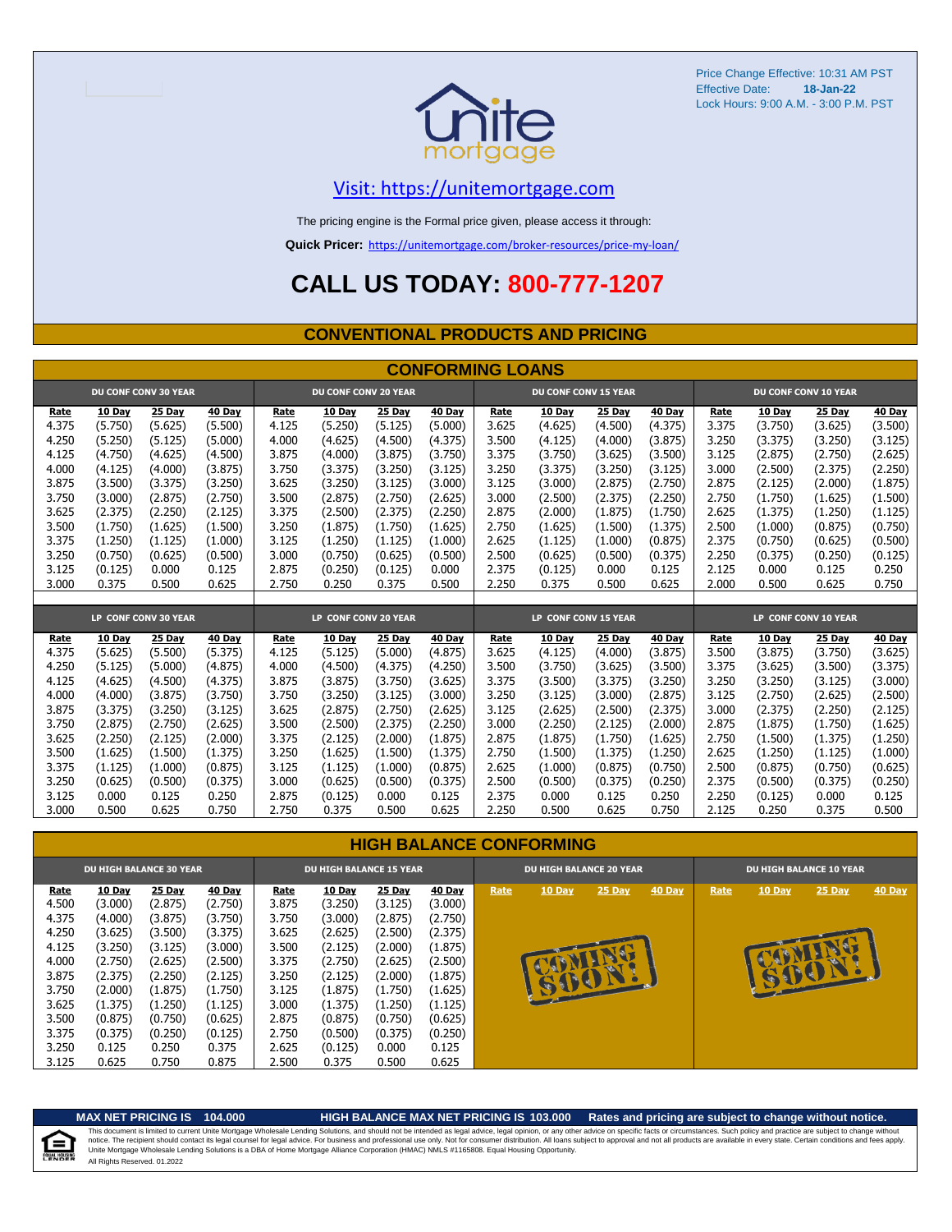Price Change Effective: 10:31 AM PST
Effective Date: **18-Jan-22**
Lock Hours: 9:00 A.M. - 3:00 P.M. PST

unite mortgage

[Visit: https://unitemortgage.com](https://unitemortgage.com)

The pricing engine is the Formal price given, please access it through:

**Quick Pricer:** https://unitemortgage.com/broker-resources/price-my-loan/

# CALL US TODAY: 800-777-1207

## CONVENTIONAL PRODUCTS AND PRICING

### CONFORMING LOANS

| DU CONF CONV 30 YEAR | | | | DU CONF CONV 20 YEAR | | | | DU CONF CONV 15 YEAR | | | | DU CONF CONV 10 YEAR | | | |
|---|---|---|---|---|---|---|---|---|---|---|---|---|---|---|---|
| Rate | 10 Day | 25 Day | 40 Day | Rate | 10 Day | 25 Day | 40 Day | Rate | 10 Day | 25 Day | 40 Day | Rate | 10 Day | 25 Day | 40 Day |
| 4.375 | (5.750) | (5.625) | (5.500) | 4.125 | (5.250) | (5.125) | (5.000) | 3.625 | (4.625) | (4.500) | (4.375) | 3.375 | (3.750) | (3.625) | (3.500) |
| 4.250 | (5.250) | (5.125) | (5.000) | 4.000 | (4.625) | (4.500) | (4.375) | 3.500 | (4.125) | (4.000) | (3.875) | 3.250 | (3.375) | (3.250) | (3.125) |
| 4.125 | (4.750) | (4.625) | (4.500) | 3.875 | (4.000) | (3.875) | (3.750) | 3.375 | (3.750) | (3.625) | (3.500) | 3.125 | (2.875) | (2.750) | (2.625) |
| 4.000 | (4.125) | (4.000) | (3.875) | 3.750 | (3.375) | (3.250) | (3.125) | 3.250 | (3.375) | (3.250) | (3.125) | 3.000 | (2.500) | (2.375) | (2.250) |
| 3.875 | (3.500) | (3.375) | (3.250) | 3.625 | (3.250) | (3.125) | (3.000) | 3.125 | (3.000) | (2.875) | (2.750) | 2.875 | (2.125) | (2.000) | (1.875) |
| 3.750 | (3.000) | (2.875) | (2.750) | 3.500 | (2.875) | (2.750) | (2.625) | 3.000 | (2.500) | (2.375) | (2.250) | 2.750 | (1.750) | (1.625) | (1.500) |
| 3.625 | (2.375) | (2.250) | (2.125) | 3.375 | (2.500) | (2.375) | (2.250) | 2.875 | (2.000) | (1.875) | (1.750) | 2.625 | (1.375) | (1.250) | (1.125) |
| 3.500 | (1.750) | (1.625) | (1.500) | 3.250 | (1.875) | (1.750) | (1.625) | 2.750 | (1.625) | (1.500) | (1.375) | 2.500 | (1.000) | (0.875) | (0.750) |
| 3.375 | (1.250) | (1.125) | (1.000) | 3.125 | (1.250) | (1.125) | (1.000) | 2.625 | (1.125) | (1.000) | (0.875) | 2.375 | (0.750) | (0.625) | (0.500) |
| 3.250 | (0.750) | (0.625) | (0.500) | 3.000 | (0.750) | (0.625) | (0.500) | 2.500 | (0.625) | (0.500) | (0.375) | 2.250 | (0.375) | (0.250) | (0.125) |
| 3.125 | (0.125) | 0.000 | 0.125 | 2.875 | (0.250) | (0.125) | 0.000 | 2.375 | (0.125) | 0.000 | 0.125 | 2.125 | 0.000 | 0.125 | 0.250 |
| 3.000 | 0.375 | 0.500 | 0.625 | 2.750 | 0.250 | 0.375 | 0.500 | 2.250 | 0.375 | 0.500 | 0.625 | 2.000 | 0.500 | 0.625 | 0.750 |

| LP CONF CONV 30 YEAR | | | | LP CONF CONV 20 YEAR | | | | LP CONF CONV 15 YEAR | | | | LP CONF CONV 10 YEAR | | | |
|---|---|---|---|---|---|---|---|---|---|---|---|---|---|---|---|
| Rate | 10 Day | 25 Day | 40 Day | Rate | 10 Day | 25 Day | 40 Day | Rate | 10 Day | 25 Day | 40 Day | Rate | 10 Day | 25 Day | 40 Day |
| 4.375 | (5.625) | (5.500) | (5.375) | 4.125 | (5.125) | (5.000) | (4.875) | 3.625 | (4.125) | (4.000) | (3.875) | 3.500 | (3.875) | (3.750) | (3.625) |
| 4.250 | (5.125) | (5.000) | (4.875) | 4.000 | (4.500) | (4.375) | (4.250) | 3.500 | (3.750) | (3.625) | (3.500) | 3.375 | (3.625) | (3.500) | (3.375) |
| 4.125 | (4.625) | (4.500) | (4.375) | 3.875 | (3.875) | (3.750) | (3.625) | 3.375 | (3.500) | (3.375) | (3.250) | 3.250 | (3.250) | (3.125) | (3.000) |
| 4.000 | (4.000) | (3.875) | (3.750) | 3.750 | (3.250) | (3.125) | (3.000) | 3.250 | (3.125) | (3.000) | (2.875) | 3.125 | (2.750) | (2.625) | (2.500) |
| 3.875 | (3.375) | (3.250) | (3.125) | 3.625 | (2.875) | (2.750) | (2.625) | 3.125 | (2.625) | (2.500) | (2.375) | 3.000 | (2.375) | (2.250) | (2.125) |
| 3.750 | (2.875) | (2.750) | (2.625) | 3.500 | (2.500) | (2.375) | (2.250) | 3.000 | (2.250) | (2.125) | (2.000) | 2.875 | (1.875) | (1.750) | (1.625) |
| 3.625 | (2.250) | (2.125) | (2.000) | 3.375 | (2.125) | (2.000) | (1.875) | 2.875 | (1.875) | (1.750) | (1.625) | 2.750 | (1.500) | (1.375) | (1.250) |
| 3.500 | (1.625) | (1.500) | (1.375) | 3.250 | (1.625) | (1.500) | (1.375) | 2.750 | (1.500) | (1.375) | (1.250) | 2.625 | (1.250) | (1.125) | (1.000) |
| 3.375 | (1.125) | (1.000) | (0.875) | 3.125 | (1.125) | (1.000) | (0.875) | 2.625 | (1.000) | (0.875) | (0.750) | 2.500 | (0.875) | (0.750) | (0.625) |
| 3.250 | (0.625) | (0.500) | (0.375) | 3.000 | (0.625) | (0.500) | (0.375) | 2.500 | (0.500) | (0.375) | (0.250) | 2.375 | (0.500) | (0.375) | (0.250) |
| 3.125 | 0.000 | 0.125 | 0.250 | 2.875 | (0.125) | 0.000 | 0.125 | 2.375 | 0.000 | 0.125 | 0.250 | 2.250 | (0.125) | 0.000 | 0.125 |
| 3.000 | 0.500 | 0.625 | 0.750 | 2.750 | 0.375 | 0.500 | 0.625 | 2.250 | 0.500 | 0.625 | 0.750 | 2.125 | 0.250 | 0.375 | 0.500 |

### HIGH BALANCE CONFORMING

| DU HIGH BALANCE 30 YEAR | | | | DU HIGH BALANCE 15 YEAR | | | | DU HIGH BALANCE 20 YEAR | | | | DU HIGH BALANCE 10 YEAR | | | |
|---|---|---|---|---|---|---|---|---|---|---|---|---|---|---|---|
| Rate | 10 Day | 25 Day | 40 Day | Rate | 10 Day | 25 Day | 40 Day | Rate | 10 Day | 25 Day | 40 Day | Rate | 10 Day | 25 Day | 40 Day |
| 4.500 | (3.000) | (2.875) | (2.750) | 3.875 | (3.250) | (3.125) | (3.000) | COMING SOON! | | | | COMING SOON! | | | |
| 4.375 | (4.000) | (3.875) | (3.750) | 3.750 | (3.000) | (2.875) | (2.750) | | | | | | | | |
| 4.250 | (3.625) | (3.500) | (3.375) | 3.625 | (2.625) | (2.500) | (2.375) | | | | | | | | |
| 4.125 | (3.250) | (3.125) | (3.000) | 3.500 | (2.125) | (2.000) | (1.875) | | | | | | | | |
| 4.000 | (2.750) | (2.625) | (2.500) | 3.375 | (2.750) | (2.625) | (2.500) | | | | | | | | |
| 3.875 | (2.375) | (2.250) | (2.125) | 3.250 | (2.125) | (2.000) | (1.875) | | | | | | | | |
| 3.750 | (2.000) | (1.875) | (1.750) | 3.125 | (1.875) | (1.750) | (1.625) | | | | | | | | |
| 3.625 | (1.375) | (1.250) | (1.125) | 3.000 | (1.375) | (1.250) | (1.125) | | | | | | | | |
| 3.500 | (0.875) | (0.750) | (0.625) | 2.875 | (0.875) | (0.750) | (0.625) | | | | | | | | |
| 3.375 | (0.375) | (0.250) | (0.125) | 2.750 | (0.500) | (0.375) | (0.250) | | | | | | | | |
| 3.250 | 0.125 | 0.250 | 0.375 | 2.625 | (0.125) | 0.000 | 0.125 | | | | | | | | |
| 3.125 | 0.625 | 0.750 | 0.875 | 2.500 | 0.375 | 0.500 | 0.625 | | | | | | | | |

**MAX NET PRICING IS 104.000** | **HIGH BALANCE MAX NET PRICING IS 103.000** | **Rates and pricing are subject to change without notice.**

This document is limited to current Unite Mortgage Wholesale Lending Solutions, and should not be intended as legal advice, legal opinion, or any other advice on specific facts or circumstances. Such policy and practice are subject to change without notice. The recipient should contact its legal counsel for legal advice. For business and professional use only. Not for consumer distribution. All loans subject to approval and not all products are available in every state. Certain conditions and fees apply. Unite Mortgage Wholesale Lending Solutions is a DBA of Home Mortgage Alliance Corporation (HMAC) NMLS #1165808. Equal Housing Opportunity.
All Rights Reserved. 01.2022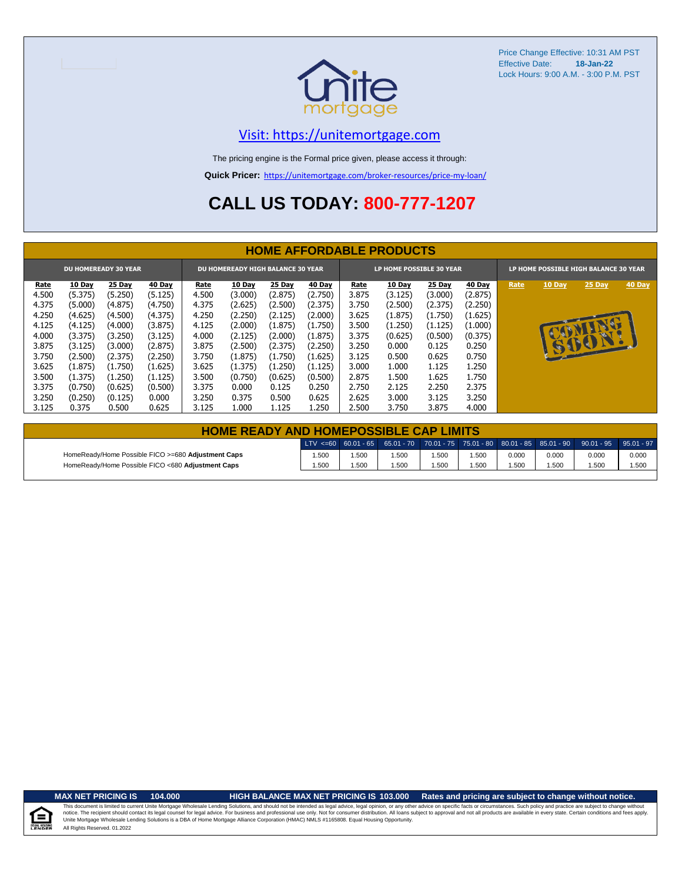Price Change Effective: 10:31 AM PST
Effective Date: **18-Jan-22**
Lock Hours: 9:00 A.M. - 3:00 P.M. PST

unite mortgage

## Visit: https://unitemortgage.com

The pricing engine is the Formal price given, please access it through:

**Quick Pricer:** https://unitemortgage.com/broker-resources/price-my-loan/

# CALL US TODAY: 800-777-1207

## HOME AFFORDABLE PRODUCTS

| DU HOMEREADY 30 YEAR | | | | DU HOMEREADY HIGH BALANCE 30 YEAR | | | | LP HOME POSSIBLE 30 YEAR | | | | LP HOME POSSIBLE HIGH BALANCE 30 YEAR | | | |
|---|---|---|---|---|---|---|---|---|---|---|---|---|---|---|---|
| Rate | 10 Day | 25 Day | 40 Day | Rate | 10 Day | 25 Day | 40 Day | Rate | 10 Day | 25 Day | 40 Day | Rate | 10 Day | 25 Day | 40 Day |
| 4.500 | (5.375) | (5.250) | (5.125) | 4.500 | (3.000) | (2.875) | (2.750) | 3.875 | (3.125) | (3.000) | (2.875) | COMING SOON! | | | |
| 4.375 | (5.000) | (4.875) | (4.750) | 4.375 | (2.625) | (2.500) | (2.375) | 3.750 | (2.500) | (2.375) | (2.250) | | | | |
| 4.250 | (4.625) | (4.500) | (4.375) | 4.250 | (2.250) | (2.125) | (2.000) | 3.625 | (1.875) | (1.750) | (1.625) | | | | |
| 4.125 | (4.125) | (4.000) | (3.875) | 4.125 | (2.000) | (1.875) | (1.750) | 3.500 | (1.250) | (1.125) | (1.000) | | | | |
| 4.000 | (3.375) | (3.250) | (3.125) | 4.000 | (2.125) | (2.000) | (1.875) | 3.375 | (0.625) | (0.500) | (0.375) | | | | |
| 3.875 | (3.125) | (3.000) | (2.875) | 3.875 | (2.500) | (2.375) | (2.250) | 3.250 | 0.000 | 0.125 | 0.250 | | | | |
| 3.750 | (2.500) | (2.375) | (2.250) | 3.750 | (1.875) | (1.750) | (1.625) | 3.125 | 0.500 | 0.625 | 0.750 | | | | |
| 3.625 | (1.875) | (1.750) | (1.625) | 3.625 | (1.375) | (1.250) | (1.125) | 3.000 | 1.000 | 1.125 | 1.250 | | | | |
| 3.500 | (1.375) | (1.250) | (1.125) | 3.500 | (0.750) | (0.625) | (0.500) | 2.875 | 1.500 | 1.625 | 1.750 | | | | |
| 3.375 | (0.750) | (0.625) | (0.500) | 3.375 | 0.000 | 0.125 | 0.250 | 2.750 | 2.125 | 2.250 | 2.375 | | | | |
| 3.250 | (0.250) | (0.125) | 0.000 | 3.250 | 0.375 | 0.500 | 0.625 | 2.625 | 3.000 | 3.125 | 3.250 | | | | |
| 3.125 | 0.375 | 0.500 | 0.625 | 3.125 | 1.000 | 1.125 | 1.250 | 2.500 | 3.750 | 3.875 | 4.000 | | | | |

## HOME READY AND HOMEPOSSIBLE CAP LIMITS

| | LTV <=60 | 60.01 - 65 | 65.01 - 70 | 70.01 - 75 | 75.01 - 80 | 80.01 - 85 | 85.01 - 90 | 90.01 - 95 | 95.01 - 97 |
|---|---|---|---|---|---|---|---|---|---|
| HomeReady/Home Possible FICO >=680 **Adjustment Caps** | 1.500 | 1.500 | 1.500 | 1.500 | 1.500 | 0.000 | 0.000 | 0.000 | 0.000 |
| HomeReady/Home Possible FICO <680 **Adjustment Caps** | 1.500 | 1.500 | 1.500 | 1.500 | 1.500 | 1.500 | 1.500 | 1.500 | 1.500 |

**MAX NET PRICING IS 104.000** | **HIGH BALANCE MAX NET PRICING IS 103.000** | **Rates and pricing are subject to change without notice.**

This document is limited to current Unite Mortgage Wholesale Lending Solutions, and should not be intended as legal advice, legal opinion, or any other advice on specific facts or circumstances. Such policy and practice are subject to change without notice. The recipient should contact its legal counsel for legal advice. For business and professional use only. Not for consumer distribution. All loans subject to approval and not all products are available in every state. Certain conditions and fees apply. Unite Mortgage Wholesale Lending Solutions is a DBA of Home Mortgage Alliance Corporation (HMAC) NMLS #1165808. Equal Housing Opportunity.
All Rights Reserved. 01.2022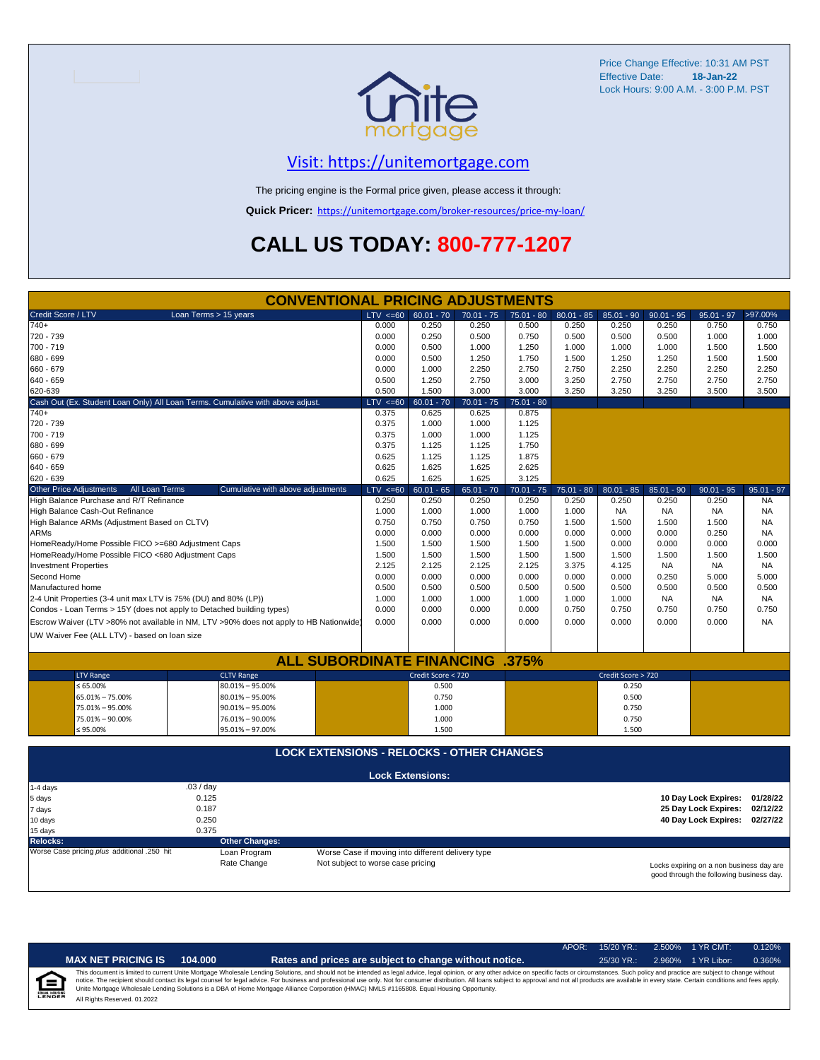Price Change Effective: 10:31 AM PST
Effective Date: **18-Jan-22**
Lock Hours: 9:00 A.M. - 3:00 P.M. PST

## Visit: https://unitemortgage.com

The pricing engine is the Formal price given, please access it through:

**Quick Pricer:** https://unitemortgage.com/broker-resources/price-my-loan/

# CALL US TODAY: 800-777-1207

## CONVENTIONAL PRICING ADJUSTMENTS

| Credit Score / LTV — Loan Terms > 15 years | LTV <=60 | 60.01 - 70 | 70.01 - 75 | 75.01 - 80 | 80.01 - 85 | 85.01 - 90 | 90.01 - 95 | 95.01 - 97 | >97.00% |
|---|---|---|---|---|---|---|---|---|---|
| 740+ | 0.000 | 0.250 | 0.250 | 0.500 | 0.250 | 0.250 | 0.250 | 0.750 | 0.750 |
| 720 - 739 | 0.000 | 0.250 | 0.500 | 0.750 | 0.500 | 0.500 | 0.500 | 1.000 | 1.000 |
| 700 - 719 | 0.000 | 0.500 | 1.000 | 1.250 | 1.000 | 1.000 | 1.000 | 1.500 | 1.500 |
| 680 - 699 | 0.000 | 0.500 | 1.250 | 1.750 | 1.500 | 1.250 | 1.250 | 1.500 | 1.500 |
| 660 - 679 | 0.000 | 1.000 | 2.250 | 2.750 | 2.750 | 2.250 | 2.250 | 2.250 | 2.250 |
| 640 - 659 | 0.500 | 1.250 | 2.750 | 3.000 | 3.250 | 2.750 | 2.750 | 2.750 | 2.750 |
| 620-639 | 0.500 | 1.500 | 3.000 | 3.000 | 3.250 | 3.250 | 3.250 | 3.500 | 3.500 |

| Cash Out (Ex. Student Loan Only) All Loan Terms. Cumulative with above adjust. | LTV <=60 | 60.01 - 70 | 70.01 - 75 | 75.01 - 80 |
|---|---|---|---|---|
| 740+ | 0.375 | 0.625 | 0.625 | 0.875 |
| 720 - 739 | 0.375 | 1.000 | 1.000 | 1.125 |
| 700 - 719 | 0.375 | 1.000 | 1.000 | 1.125 |
| 680 - 699 | 0.375 | 1.125 | 1.125 | 1.750 |
| 660 - 679 | 0.625 | 1.125 | 1.125 | 1.875 |
| 640 - 659 | 0.625 | 1.625 | 1.625 | 2.625 |
| 620 - 639 | 0.625 | 1.625 | 1.625 | 3.125 |

| Other Price Adjustments — All Loan Terms — Cumulative with above adjustments | LTV <=60 | 60.01 - 65 | 65.01 - 70 | 70.01 - 75 | 75.01 - 80 | 80.01 - 85 | 85.01 - 90 | 90.01 - 95 | 95.01 - 97 |
|---|---|---|---|---|---|---|---|---|---|
| High Balance Purchase and R/T Refinance | 0.250 | 0.250 | 0.250 | 0.250 | 0.250 | 0.250 | 0.250 | 0.250 | NA |
| High Balance Cash-Out Refinance | 1.000 | 1.000 | 1.000 | 1.000 | 1.000 | NA | NA | NA | NA |
| High Balance ARMs (Adjustment Based on CLTV) | 0.750 | 0.750 | 0.750 | 0.750 | 1.500 | 1.500 | 1.500 | 1.500 | NA |
| ARMs | 0.000 | 0.000 | 0.000 | 0.000 | 0.000 | 0.000 | 0.000 | 0.250 | NA |
| HomeReady/Home Possible FICO >=680 Adjustment Caps | 1.500 | 1.500 | 1.500 | 1.500 | 1.500 | 0.000 | 0.000 | 0.000 | 0.000 |
| HomeReady/Home Possible FICO <680 Adjustment Caps | 1.500 | 1.500 | 1.500 | 1.500 | 1.500 | 1.500 | 1.500 | 1.500 | 1.500 |
| Investment Properties | 2.125 | 2.125 | 2.125 | 2.125 | 3.375 | 4.125 | NA | NA | NA |
| Second Home | 0.000 | 0.000 | 0.000 | 0.000 | 0.000 | 0.000 | 0.250 | 5.000 | 5.000 |
| Manufactured home | 0.500 | 0.500 | 0.500 | 0.500 | 0.500 | 0.500 | 0.500 | 0.500 | 0.500 |
| 2-4 Unit Properties (3-4 unit max LTV is 75% (DU) and 80% (LP)) | 1.000 | 1.000 | 1.000 | 1.000 | 1.000 | 1.000 | NA | NA | NA |
| Condos - Loan Terms > 15Y (does not apply to Detached building types) | 0.000 | 0.000 | 0.000 | 0.000 | 0.750 | 0.750 | 0.750 | 0.750 | 0.750 |
| Escrow Waiver (LTV >80% not available in NM, LTV >90% does not apply to HB Nationwide) | 0.000 | 0.000 | 0.000 | 0.000 | 0.000 | 0.000 | 0.000 | 0.000 | NA |
| UW Waiver Fee (ALL LTV) - based on loan size | | | | | | | | | |

## ALL SUBORDINATE FINANCING .375%

| LTV Range | CLTV Range | Credit Score < 720 | Credit Score > 720 |
|---|---|---|---|
| ≤ 65.00% | 80.01% – 95.00% | 0.500 | 0.250 |
| 65.01% – 75.00% | 80.01% – 95.00% | 0.750 | 0.500 |
| 75.01% – 95.00% | 90.01% – 95.00% | 1.000 | 0.750 |
| 75.01% – 90.00% | 76.01% – 90.00% | 1.000 | 0.750 |
| ≤ 95.00% | 95.01% – 97.00% | 1.500 | 1.500 |

## LOCK EXTENSIONS - RELOCKS - OTHER CHANGES

**Lock Extensions:**

| Days | Cost |
|---|---|
| 1-4 days | .03 / day |
| 5 days | 0.125 |
| 7 days | 0.187 |
| 10 days | 0.250 |
| 15 days | 0.375 |

**10 Day Lock Expires:** 01/28/22
**25 Day Lock Expires:** 02/12/22
**40 Day Lock Expires:** 02/27/22

**Relocks:**
Worse Case pricing *plus* additional .250 hit

**Other Changes:**

| | |
|---|---|
| Loan Program | Worse Case if moving into different delivery type |
| Rate Change | Not subject to worse case pricing |

Locks expiring on a non business day are good through the following business day.

| APOR: | 15/20 YR.: | 2.500% | 1 YR CMT: | 0.120% |
|---|---|---|---|---|
| | 25/30 YR.: | 2.960% | 1 YR Libor: | 0.360% |

**MAX NET PRICING IS 104.000** — **Rates and prices are subject to change without notice.**

This document is limited to current Unite Mortgage Wholesale Lending Solutions, and should not be intended as legal advice, legal opinion, or any other advice on specific facts or circumstances. Such policy and practice are subject to change without notice. The recipient should contact its legal counsel for legal advice. For business and professional use only. Not for consumer distribution. All loans subject to approval and not all products are available in every state. Certain conditions and fees apply. Unite Mortgage Wholesale Lending Solutions is a DBA of Home Mortgage Alliance Corporation (HMAC) NMLS #1165808. Equal Housing Opportunity.

All Rights Reserved. 01.2022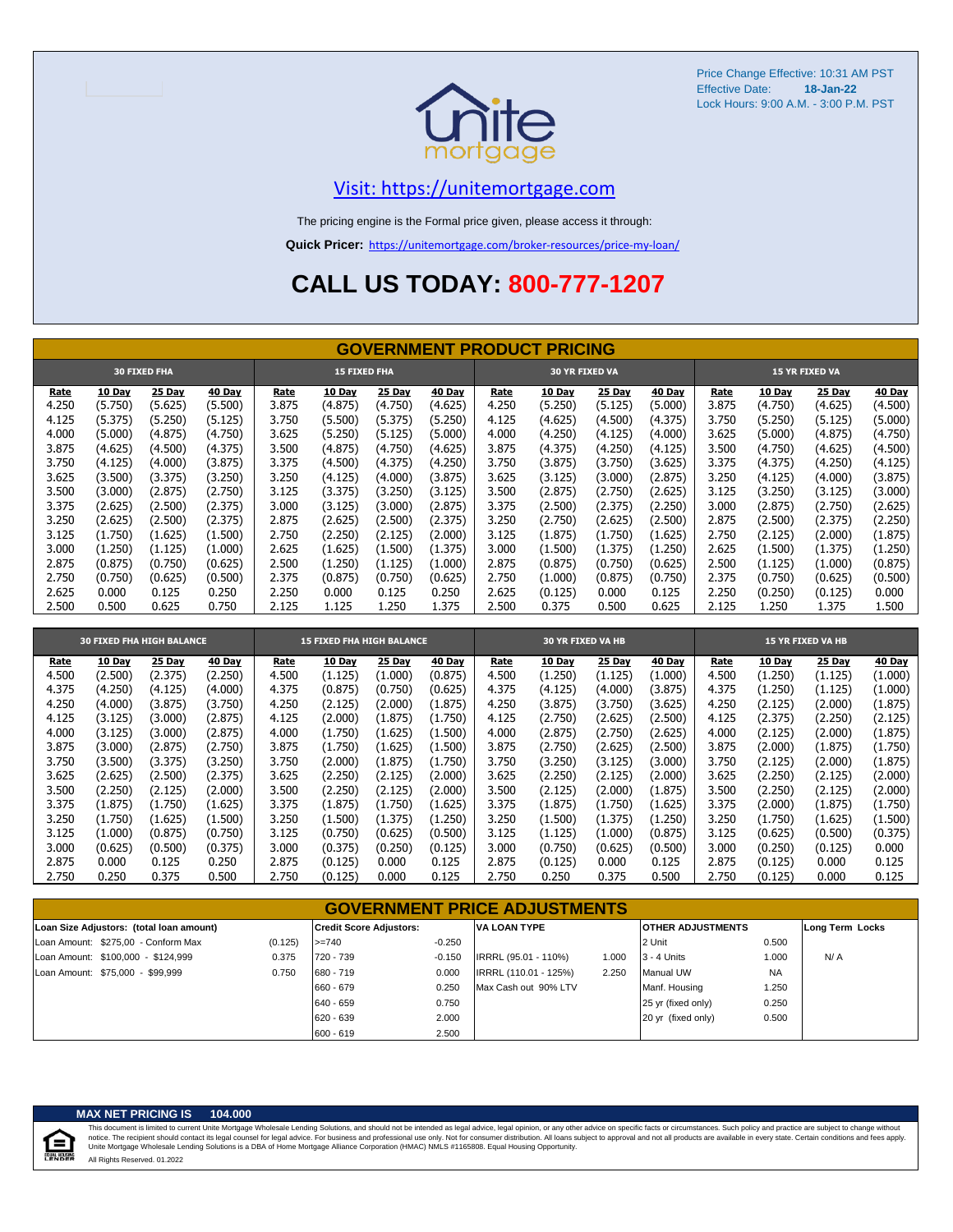Price Change Effective: 10:31 AM PST
Effective Date: **18-Jan-22**
Lock Hours: 9:00 A.M. - 3:00 P.M. PST

unite mortgage

Visit: https://unitemortgage.com

The pricing engine is the Formal price given, please access it through:

**Quick Pricer:** https://unitemortgage.com/broker-resources/price-my-loan/

# CALL US TODAY: 800-777-1207

## GOVERNMENT PRODUCT PRICING

| 30 FIXED FHA | | | | 15 FIXED FHA | | | | 30 YR FIXED VA | | | | 15 YR FIXED VA | | | |
|---|---|---|---|---|---|---|---|---|---|---|---|---|---|---|---|
| Rate | 10 Day | 25 Day | 40 Day | Rate | 10 Day | 25 Day | 40 Day | Rate | 10 Day | 25 Day | 40 Day | Rate | 10 Day | 25 Day | 40 Day |
| 4.250 | (5.750) | (5.625) | (5.500) | 3.875 | (4.875) | (4.750) | (4.625) | 4.250 | (5.250) | (5.125) | (5.000) | 3.875 | (4.750) | (4.625) | (4.500) |
| 4.125 | (5.375) | (5.250) | (5.125) | 3.750 | (5.500) | (5.375) | (5.250) | 4.125 | (4.625) | (4.500) | (4.375) | 3.750 | (5.250) | (5.125) | (5.000) |
| 4.000 | (5.000) | (4.875) | (4.750) | 3.625 | (5.250) | (5.125) | (5.000) | 4.000 | (4.250) | (4.125) | (4.000) | 3.625 | (5.000) | (4.875) | (4.750) |
| 3.875 | (4.625) | (4.500) | (4.375) | 3.500 | (4.875) | (4.750) | (4.625) | 3.875 | (4.375) | (4.250) | (4.125) | 3.500 | (4.750) | (4.625) | (4.500) |
| 3.750 | (4.125) | (4.000) | (3.875) | 3.375 | (4.500) | (4.375) | (4.250) | 3.750 | (3.875) | (3.750) | (3.625) | 3.375 | (4.375) | (4.250) | (4.125) |
| 3.625 | (3.500) | (3.375) | (3.250) | 3.250 | (4.125) | (4.000) | (3.875) | 3.625 | (3.125) | (3.000) | (2.875) | 3.250 | (4.125) | (4.000) | (3.875) |
| 3.500 | (3.000) | (2.875) | (2.750) | 3.125 | (3.375) | (3.250) | (3.125) | 3.500 | (2.875) | (2.750) | (2.625) | 3.125 | (3.250) | (3.125) | (3.000) |
| 3.375 | (2.625) | (2.500) | (2.375) | 3.000 | (3.125) | (3.000) | (2.875) | 3.375 | (2.500) | (2.375) | (2.250) | 3.000 | (2.875) | (2.750) | (2.625) |
| 3.250 | (2.625) | (2.500) | (2.375) | 2.875 | (2.625) | (2.500) | (2.375) | 3.250 | (2.750) | (2.625) | (2.500) | 2.875 | (2.500) | (2.375) | (2.250) |
| 3.125 | (1.750) | (1.625) | (1.500) | 2.750 | (2.250) | (2.125) | (2.000) | 3.125 | (1.875) | (1.750) | (1.625) | 2.750 | (2.125) | (2.000) | (1.875) |
| 3.000 | (1.250) | (1.125) | (1.000) | 2.625 | (1.625) | (1.500) | (1.375) | 3.000 | (1.500) | (1.375) | (1.250) | 2.625 | (1.500) | (1.375) | (1.250) |
| 2.875 | (0.875) | (0.750) | (0.625) | 2.500 | (1.250) | (1.125) | (1.000) | 2.875 | (0.875) | (0.750) | (0.625) | 2.500 | (1.125) | (1.000) | (0.875) |
| 2.750 | (0.750) | (0.625) | (0.500) | 2.375 | (0.875) | (0.750) | (0.625) | 2.750 | (1.000) | (0.875) | (0.750) | 2.375 | (0.750) | (0.625) | (0.500) |
| 2.625 | 0.000 | 0.125 | 0.250 | 2.250 | 0.000 | 0.125 | 0.250 | 2.625 | (0.125) | 0.000 | 0.125 | 2.250 | (0.250) | (0.125) | 0.000 |
| 2.500 | 0.500 | 0.625 | 0.750 | 2.125 | 1.125 | 1.250 | 1.375 | 2.500 | 0.375 | 0.500 | 0.625 | 2.125 | 1.250 | 1.375 | 1.500 |

| 30 FIXED FHA HIGH BALANCE | | | | 15 FIXED FHA HIGH BALANCE | | | | 30 YR FIXED VA HB | | | | 15 YR FIXED VA HB | | | |
|---|---|---|---|---|---|---|---|---|---|---|---|---|---|---|---|
| Rate | 10 Day | 25 Day | 40 Day | Rate | 10 Day | 25 Day | 40 Day | Rate | 10 Day | 25 Day | 40 Day | Rate | 10 Day | 25 Day | 40 Day |
| 4.500 | (2.500) | (2.375) | (2.250) | 4.500 | (1.125) | (1.000) | (0.875) | 4.500 | (1.250) | (1.125) | (1.000) | 4.500 | (1.250) | (1.125) | (1.000) |
| 4.375 | (4.250) | (4.125) | (4.000) | 4.375 | (0.875) | (0.750) | (0.625) | 4.375 | (4.125) | (4.000) | (3.875) | 4.375 | (1.250) | (1.125) | (1.000) |
| 4.250 | (4.000) | (3.875) | (3.750) | 4.250 | (2.125) | (2.000) | (1.875) | 4.250 | (3.875) | (3.750) | (3.625) | 4.250 | (2.125) | (2.000) | (1.875) |
| 4.125 | (3.125) | (3.000) | (2.875) | 4.125 | (2.000) | (1.875) | (1.750) | 4.125 | (2.750) | (2.625) | (2.500) | 4.125 | (2.375) | (2.250) | (2.125) |
| 4.000 | (3.125) | (3.000) | (2.875) | 4.000 | (1.750) | (1.625) | (1.500) | 4.000 | (2.875) | (2.750) | (2.625) | 4.000 | (2.125) | (2.000) | (1.875) |
| 3.875 | (3.000) | (2.875) | (2.750) | 3.875 | (1.750) | (1.625) | (1.500) | 3.875 | (2.750) | (2.625) | (2.500) | 3.875 | (2.000) | (1.875) | (1.750) |
| 3.750 | (3.500) | (3.375) | (3.250) | 3.750 | (2.000) | (1.875) | (1.750) | 3.750 | (3.250) | (3.125) | (3.000) | 3.750 | (2.125) | (2.000) | (1.875) |
| 3.625 | (2.625) | (2.500) | (2.375) | 3.625 | (2.250) | (2.125) | (2.000) | 3.625 | (2.250) | (2.125) | (2.000) | 3.625 | (2.250) | (2.125) | (2.000) |
| 3.500 | (2.250) | (2.125) | (2.000) | 3.500 | (2.250) | (2.125) | (2.000) | 3.500 | (2.125) | (2.000) | (1.875) | 3.500 | (2.250) | (2.125) | (2.000) |
| 3.375 | (1.875) | (1.750) | (1.625) | 3.375 | (1.875) | (1.750) | (1.625) | 3.375 | (1.875) | (1.750) | (1.625) | 3.375 | (2.000) | (1.875) | (1.750) |
| 3.250 | (1.750) | (1.625) | (1.500) | 3.250 | (1.500) | (1.375) | (1.250) | 3.250 | (1.500) | (1.375) | (1.250) | 3.250 | (1.750) | (1.625) | (1.500) |
| 3.125 | (1.000) | (0.875) | (0.750) | 3.125 | (0.750) | (0.625) | (0.500) | 3.125 | (1.125) | (1.000) | (0.875) | 3.125 | (0.625) | (0.500) | (0.375) |
| 3.000 | (0.625) | (0.500) | (0.375) | 3.000 | (0.375) | (0.250) | (0.125) | 3.000 | (0.750) | (0.625) | (0.500) | 3.000 | (0.250) | (0.125) | 0.000 |
| 2.875 | 0.000 | 0.125 | 0.250 | 2.875 | (0.125) | 0.000 | 0.125 | 2.875 | (0.125) | 0.000 | 0.125 | 2.875 | (0.125) | 0.000 | 0.125 |
| 2.750 | 0.250 | 0.375 | 0.500 | 2.750 | (0.125) | 0.000 | 0.125 | 2.750 | 0.250 | 0.375 | 0.500 | 2.750 | (0.125) | 0.000 | 0.125 |

## GOVERNMENT PRICE ADJUSTMENTS

| Loan Size Adjustors: (total loan amount) | | Credit Score Adjustors: | | VA LOAN TYPE | | OTHER ADJUSTMENTS | | Long Term Locks |
|---|---|---|---|---|---|---|---|---|
| Loan Amount: $275,000 - Conform Max | (0.125) | >=740 | -0.250 | | | 2 Unit | 0.500 | |
| Loan Amount: $100,000 - $124,999 | 0.375 | 720 - 739 | -0.150 | IRRRL (95.01 - 110%) | 1.000 | 3 - 4 Units | 1.000 | N/A |
| Loan Amount: $75,000 - $99,999 | 0.750 | 680 - 719 | 0.000 | IRRRL (110.01 - 125%) | 2.250 | Manual UW | NA | |
| | | 660 - 679 | 0.250 | Max Cash out 90% LTV | | Manf. Housing | 1.250 | |
| | | 640 - 659 | 0.750 | | | 25 yr (fixed only) | 0.250 | |
| | | 620 - 639 | 2.000 | | | 20 yr (fixed only) | 0.500 | |
| | | 600 - 619 | 2.500 | | | | | |

**MAX NET PRICING IS 104.000**

This document is limited to current Unite Mortgage Wholesale Lending Solutions, and should not be intended as legal advice, legal opinion, or any other advice on specific facts or circumstances. Such policy and practice are subject to change without notice. The recipient should contact its legal counsel for legal advice. For business and professional use only. Not for consumer distribution. All loans subject to approval and not all products are available in every state. Certain conditions and fees apply. Unite Mortgage Wholesale Lending Solutions is a DBA of Home Mortgage Alliance Corporation (HMAC) NMLS #1165808. Equal Housing Opportunity.

All Rights Reserved. 01.2022